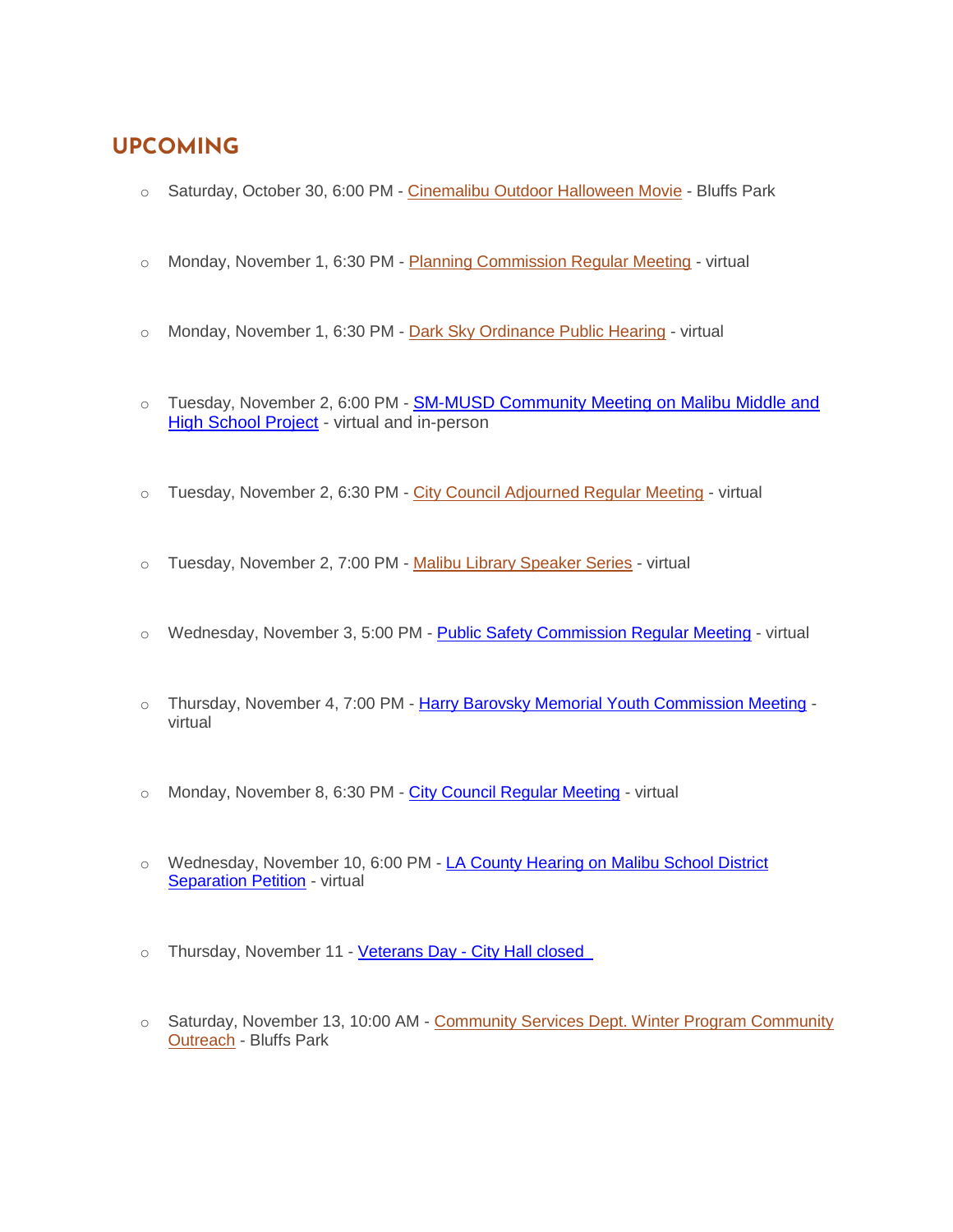## UPCOMING

- Saturday, October 30, 6:00 PM - Cinemalibu Outdoor Halloween Movie - Bluffs Park
- Monday, November 1, 6:30 PM - Planning Commission Regular Meeting - virtual
- Monday, November 1, 6:30 PM - Dark Sky Ordinance Public Hearing - virtual
- Tuesday, November 2, 6:00 PM - SM-MUSD Community Meeting on Malibu Middle and High School Project - virtual and in-person
- Tuesday, November 2, 6:30 PM - City Council Adjourned Regular Meeting - virtual
- Tuesday, November 2, 7:00 PM - Malibu Library Speaker Series - virtual
- Wednesday, November 3, 5:00 PM - Public Safety Commission Regular Meeting - virtual
- Thursday, November 4, 7:00 PM - Harry Barovsky Memorial Youth Commission Meeting - virtual
- Monday, November 8, 6:30 PM - City Council Regular Meeting - virtual
- Wednesday, November 10, 6:00 PM - LA County Hearing on Malibu School District Separation Petition - virtual
- Thursday, November 11 - Veterans Day - City Hall closed
- Saturday, November 13, 10:00 AM - Community Services Dept. Winter Program Community Outreach - Bluffs Park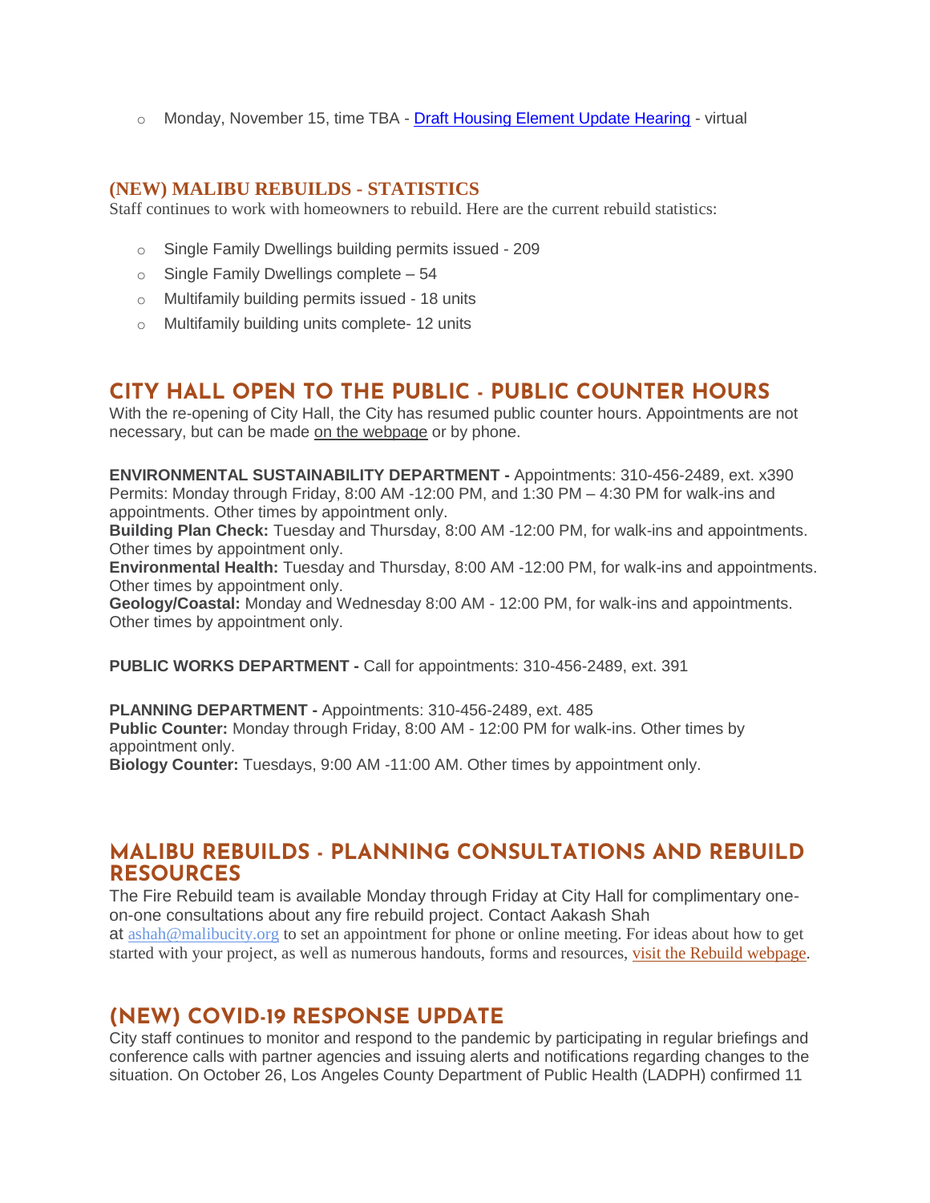- Monday, November 15, time TBA - [Draft Housing Element Update Hearing]() - virtual

## (NEW) MALIBU REBUILDS - STATISTICS

Staff continues to work with homeowners to rebuild. Here are the current rebuild statistics:

- Single Family Dwellings building permits issued - 209
- Single Family Dwellings complete – 54
- Multifamily building permits issued - 18 units
- Multifamily building units complete- 12 units

## CITY HALL OPEN TO THE PUBLIC - PUBLIC COUNTER HOURS

With the re-opening of City Hall, the City has resumed public counter hours. Appointments are not necessary, but can be made on the webpage or by phone.

**ENVIRONMENTAL SUSTAINABILITY DEPARTMENT -** Appointments: 310-456-2489, ext. x390
Permits: Monday through Friday, 8:00 AM -12:00 PM, and 1:30 PM – 4:30 PM for walk-ins and appointments. Other times by appointment only.
**Building Plan Check:** Tuesday and Thursday, 8:00 AM -12:00 PM, for walk-ins and appointments. Other times by appointment only.
**Environmental Health:** Tuesday and Thursday, 8:00 AM -12:00 PM, for walk-ins and appointments. Other times by appointment only.
**Geology/Coastal:** Monday and Wednesday 8:00 AM - 12:00 PM, for walk-ins and appointments. Other times by appointment only.

**PUBLIC WORKS DEPARTMENT -** Call for appointments: 310-456-2489, ext. 391

**PLANNING DEPARTMENT -** Appointments: 310-456-2489, ext. 485
**Public Counter:** Monday through Friday, 8:00 AM - 12:00 PM for walk-ins. Other times by appointment only.
**Biology Counter:** Tuesdays, 9:00 AM -11:00 AM. Other times by appointment only.

## MALIBU REBUILDS - PLANNING CONSULTATIONS AND REBUILD RESOURCES

The Fire Rebuild team is available Monday through Friday at City Hall for complimentary one-on-one consultations about any fire rebuild project. Contact Aakash Shah at ashah@malibucity.org to set an appointment for phone or online meeting. For ideas about how to get started with your project, as well as numerous handouts, forms and resources, [visit the Rebuild webpage]().

## (NEW) COVID-19 RESPONSE UPDATE

City staff continues to monitor and respond to the pandemic by participating in regular briefings and conference calls with partner agencies and issuing alerts and notifications regarding changes to the situation. On October 26, Los Angeles County Department of Public Health (LADPH) confirmed 11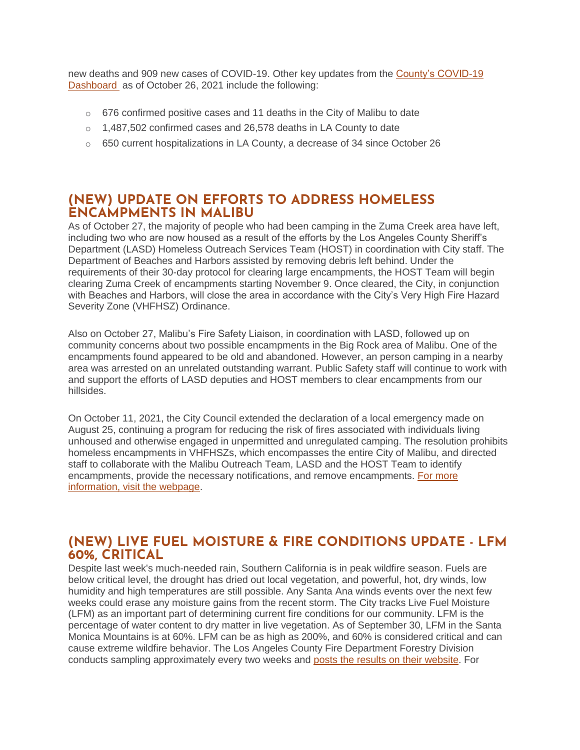new deaths and 909 new cases of COVID-19. Other key updates from the [County's COVID-19 Dashboard](#) as of October 26, 2021 include the following:

- 676 confirmed positive cases and 11 deaths in the City of Malibu to date
- 1,487,502 confirmed cases and 26,578 deaths in LA County to date
- 650 current hospitalizations in LA County, a decrease of 34 since October 26

## (NEW) UPDATE ON EFFORTS TO ADDRESS HOMELESS ENCAMPMENTS IN MALIBU

As of October 27, the majority of people who had been camping in the Zuma Creek area have left, including two who are now housed as a result of the efforts by the Los Angeles County Sheriff's Department (LASD) Homeless Outreach Services Team (HOST) in coordination with City staff. The Department of Beaches and Harbors assisted by removing debris left behind. Under the requirements of their 30-day protocol for clearing large encampments, the HOST Team will begin clearing Zuma Creek of encampments starting November 9. Once cleared, the City, in conjunction with Beaches and Harbors, will close the area in accordance with the City's Very High Fire Hazard Severity Zone (VHFHSZ) Ordinance.

Also on October 27, Malibu's Fire Safety Liaison, in coordination with LASD, followed up on community concerns about two possible encampments in the Big Rock area of Malibu. One of the encampments found appeared to be old and abandoned. However, an person camping in a nearby area was arrested on an unrelated outstanding warrant. Public Safety staff will continue to work with and support the efforts of LASD deputies and HOST members to clear encampments from our hillsides.

On October 11, 2021, the City Council extended the declaration of a local emergency made on August 25, continuing a program for reducing the risk of fires associated with individuals living unhoused and otherwise engaged in unpermitted and unregulated camping. The resolution prohibits homeless encampments in VHFHSZs, which encompasses the entire City of Malibu, and directed staff to collaborate with the Malibu Outreach Team, LASD and the HOST Team to identify encampments, provide the necessary notifications, and remove encampments. [For more information, visit the webpage](#).

## (NEW) LIVE FUEL MOISTURE & FIRE CONDITIONS UPDATE - LFM 60%, CRITICAL

Despite last week's much-needed rain, Southern California is in peak wildfire season. Fuels are below critical level, the drought has dried out local vegetation, and powerful, hot, dry winds, low humidity and high temperatures are still possible. Any Santa Ana winds events over the next few weeks could erase any moisture gains from the recent storm. The City tracks Live Fuel Moisture (LFM) as an important part of determining current fire conditions for our community. LFM is the percentage of water content to dry matter in live vegetation. As of September 30, LFM in the Santa Monica Mountains is at 60%. LFM can be as high as 200%, and 60% is considered critical and can cause extreme wildfire behavior. The Los Angeles County Fire Department Forestry Division conducts sampling approximately every two weeks and [posts the results on their website](#). For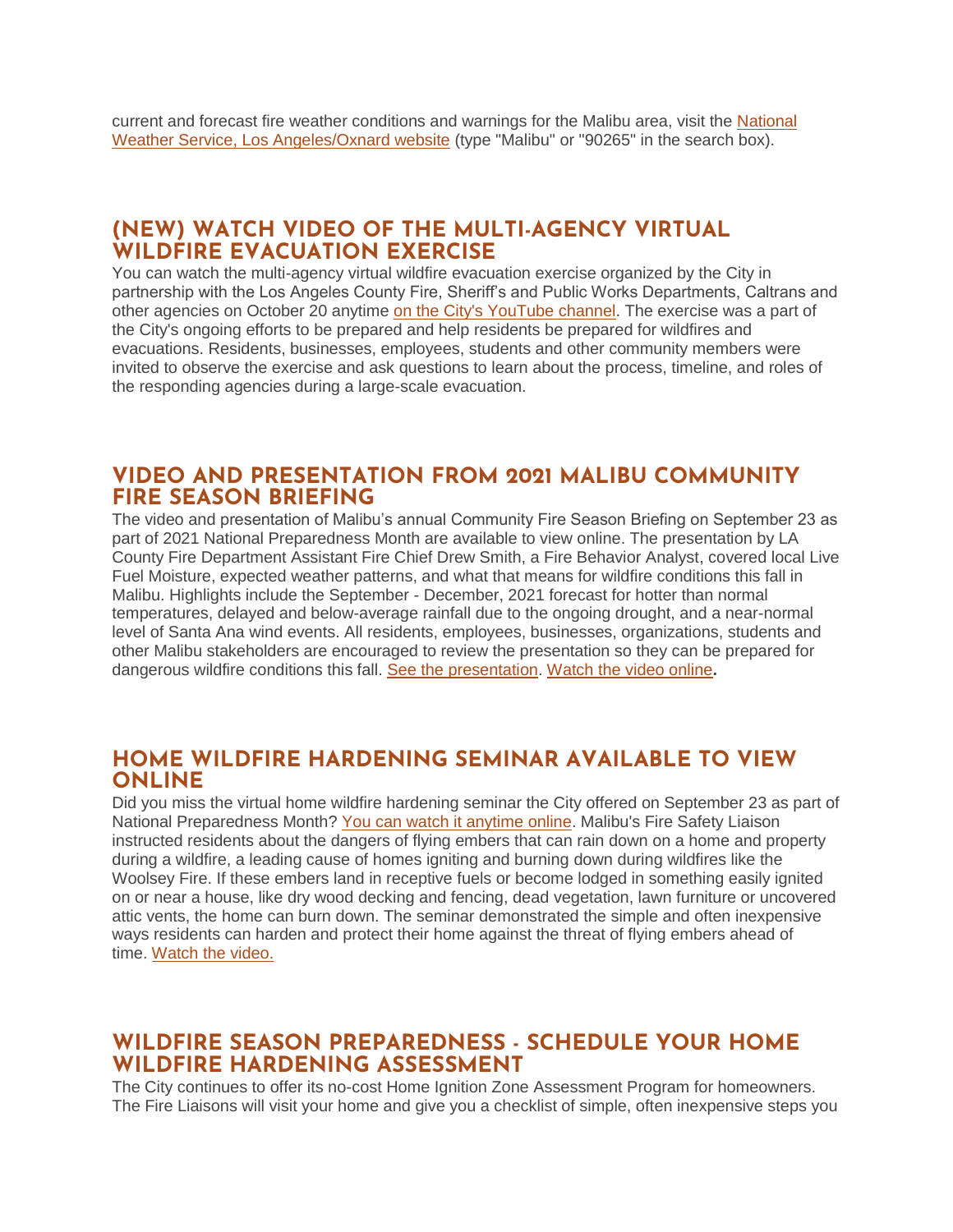current and forecast fire weather conditions and warnings for the Malibu area, visit the National Weather Service, Los Angeles/Oxnard website (type "Malibu" or "90265" in the search box).

## (NEW) WATCH VIDEO OF THE MULTI-AGENCY VIRTUAL WILDFIRE EVACUATION EXERCISE

You can watch the multi-agency virtual wildfire evacuation exercise organized by the City in partnership with the Los Angeles County Fire, Sheriff's and Public Works Departments, Caltrans and other agencies on October 20 anytime on the City's YouTube channel. The exercise was a part of the City's ongoing efforts to be prepared and help residents be prepared for wildfires and evacuations. Residents, businesses, employees, students and other community members were invited to observe the exercise and ask questions to learn about the process, timeline, and roles of the responding agencies during a large-scale evacuation.

## VIDEO AND PRESENTATION FROM 2021 MALIBU COMMUNITY FIRE SEASON BRIEFING

The video and presentation of Malibu's annual Community Fire Season Briefing on September 23 as part of 2021 National Preparedness Month are available to view online. The presentation by LA County Fire Department Assistant Fire Chief Drew Smith, a Fire Behavior Analyst, covered local Live Fuel Moisture, expected weather patterns, and what that means for wildfire conditions this fall in Malibu. Highlights include the September - December, 2021 forecast for hotter than normal temperatures, delayed and below-average rainfall due to the ongoing drought, and a near-normal level of Santa Ana wind events. All residents, employees, businesses, organizations, students and other Malibu stakeholders are encouraged to review the presentation so they can be prepared for dangerous wildfire conditions this fall. See the presentation. Watch the video online**.**

## HOME WILDFIRE HARDENING SEMINAR AVAILABLE TO VIEW ONLINE

Did you miss the virtual home wildfire hardening seminar the City offered on September 23 as part of National Preparedness Month? You can watch it anytime online. Malibu's Fire Safety Liaison instructed residents about the dangers of flying embers that can rain down on a home and property during a wildfire, a leading cause of homes igniting and burning down during wildfires like the Woolsey Fire. If these embers land in receptive fuels or become lodged in something easily ignited on or near a house, like dry wood decking and fencing, dead vegetation, lawn furniture or uncovered attic vents, the home can burn down. The seminar demonstrated the simple and often inexpensive ways residents can harden and protect their home against the threat of flying embers ahead of time. Watch the video.

## WILDFIRE SEASON PREPAREDNESS - SCHEDULE YOUR HOME WILDFIRE HARDENING ASSESSMENT

The City continues to offer its no-cost Home Ignition Zone Assessment Program for homeowners. The Fire Liaisons will visit your home and give you a checklist of simple, often inexpensive steps you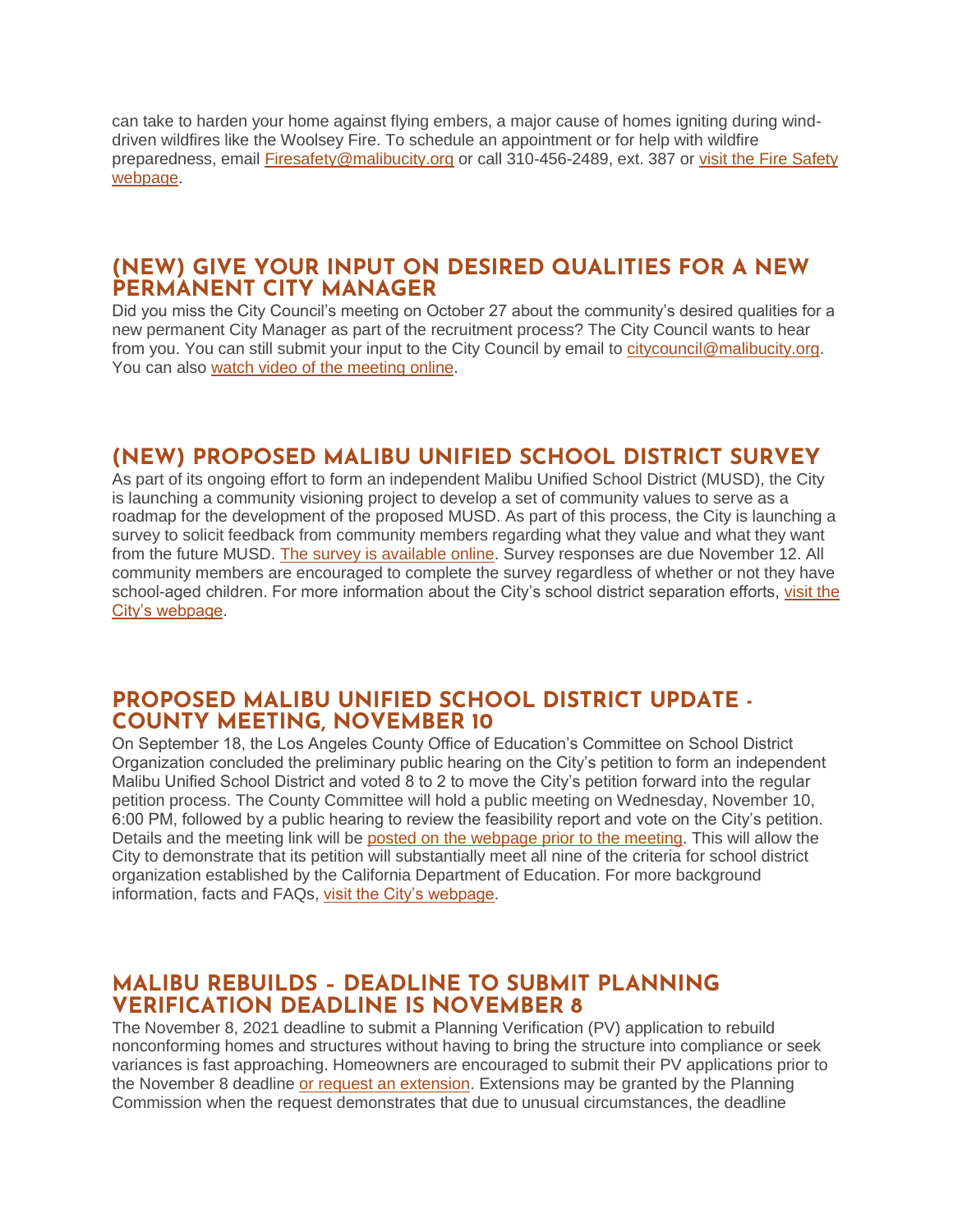can take to harden your home against flying embers, a major cause of homes igniting during wind-driven wildfires like the Woolsey Fire. To schedule an appointment or for help with wildfire preparedness, email Firesafety@malibucity.org or call 310-456-2489, ext. 387 or visit the Fire Safety webpage.

## (NEW) GIVE YOUR INPUT ON DESIRED QUALITIES FOR A NEW PERMANENT CITY MANAGER

Did you miss the City Council's meeting on October 27 about the community's desired qualities for a new permanent City Manager as part of the recruitment process? The City Council wants to hear from you. You can still submit your input to the City Council by email to citycouncil@malibucity.org. You can also watch video of the meeting online.

## (NEW) PROPOSED MALIBU UNIFIED SCHOOL DISTRICT SURVEY

As part of its ongoing effort to form an independent Malibu Unified School District (MUSD), the City is launching a community visioning project to develop a set of community values to serve as a roadmap for the development of the proposed MUSD. As part of this process, the City is launching a survey to solicit feedback from community members regarding what they value and what they want from the future MUSD. The survey is available online. Survey responses are due November 12. All community members are encouraged to complete the survey regardless of whether or not they have school-aged children. For more information about the City's school district separation efforts, visit the City's webpage.

## PROPOSED MALIBU UNIFIED SCHOOL DISTRICT UPDATE - COUNTY MEETING, NOVEMBER 10

On September 18, the Los Angeles County Office of Education's Committee on School District Organization concluded the preliminary public hearing on the City's petition to form an independent Malibu Unified School District and voted 8 to 2 to move the City's petition forward into the regular petition process. The County Committee will hold a public meeting on Wednesday, November 10, 6:00 PM, followed by a public hearing to review the feasibility report and vote on the City's petition. Details and the meeting link will be posted on the webpage prior to the meeting. This will allow the City to demonstrate that its petition will substantially meet all nine of the criteria for school district organization established by the California Department of Education. For more background information, facts and FAQs, visit the City's webpage.

## MALIBU REBUILDS – DEADLINE TO SUBMIT PLANNING VERIFICATION DEADLINE IS NOVEMBER 8

The November 8, 2021 deadline to submit a Planning Verification (PV) application to rebuild nonconforming homes and structures without having to bring the structure into compliance or seek variances is fast approaching. Homeowners are encouraged to submit their PV applications prior to the November 8 deadline or request an extension. Extensions may be granted by the Planning Commission when the request demonstrates that due to unusual circumstances, the deadline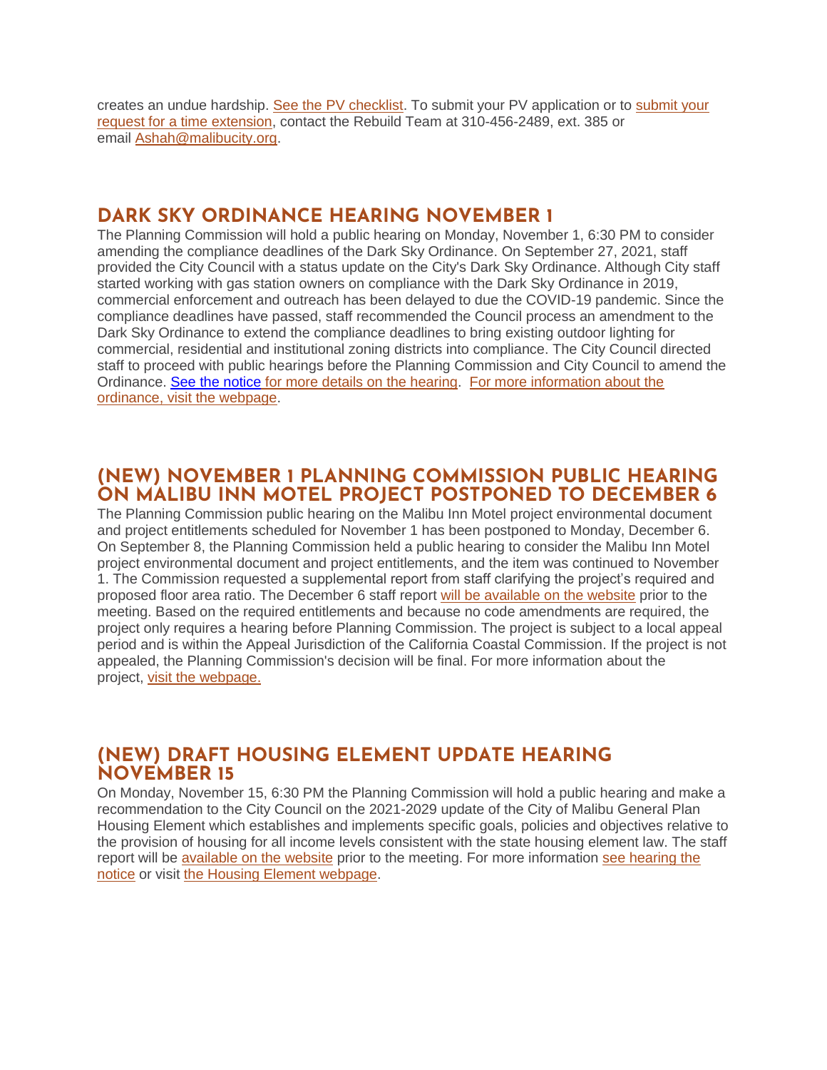creates an undue hardship. See the PV checklist. To submit your PV application or to submit your request for a time extension, contact the Rebuild Team at 310-456-2489, ext. 385 or email Ashah@malibucity.org.

## DARK SKY ORDINANCE HEARING NOVEMBER 1

The Planning Commission will hold a public hearing on Monday, November 1, 6:30 PM to consider amending the compliance deadlines of the Dark Sky Ordinance. On September 27, 2021, staff provided the City Council with a status update on the City's Dark Sky Ordinance. Although City staff started working with gas station owners on compliance with the Dark Sky Ordinance in 2019, commercial enforcement and outreach has been delayed to due the COVID-19 pandemic. Since the compliance deadlines have passed, staff recommended the Council process an amendment to the Dark Sky Ordinance to extend the compliance deadlines to bring existing outdoor lighting for commercial, residential and institutional zoning districts into compliance. The City Council directed staff to proceed with public hearings before the Planning Commission and City Council to amend the Ordinance. See the notice for more details on the hearing. For more information about the ordinance, visit the webpage.

## (NEW) NOVEMBER 1 PLANNING COMMISSION PUBLIC HEARING ON MALIBU INN MOTEL PROJECT POSTPONED TO DECEMBER 6

The Planning Commission public hearing on the Malibu Inn Motel project environmental document and project entitlements scheduled for November 1 has been postponed to Monday, December 6. On September 8, the Planning Commission held a public hearing to consider the Malibu Inn Motel project environmental document and project entitlements, and the item was continued to November 1. The Commission requested a supplemental report from staff clarifying the project's required and proposed floor area ratio. The December 6 staff report will be available on the website prior to the meeting. Based on the required entitlements and because no code amendments are required, the project only requires a hearing before Planning Commission. The project is subject to a local appeal period and is within the Appeal Jurisdiction of the California Coastal Commission. If the project is not appealed, the Planning Commission's decision will be final. For more information about the project, visit the webpage.

## (NEW) DRAFT HOUSING ELEMENT UPDATE HEARING NOVEMBER 15

On Monday, November 15, 6:30 PM the Planning Commission will hold a public hearing and make a recommendation to the City Council on the 2021-2029 update of the City of Malibu General Plan Housing Element which establishes and implements specific goals, policies and objectives relative to the provision of housing for all income levels consistent with the state housing element law. The staff report will be available on the website prior to the meeting. For more information see hearing the notice or visit the Housing Element webpage.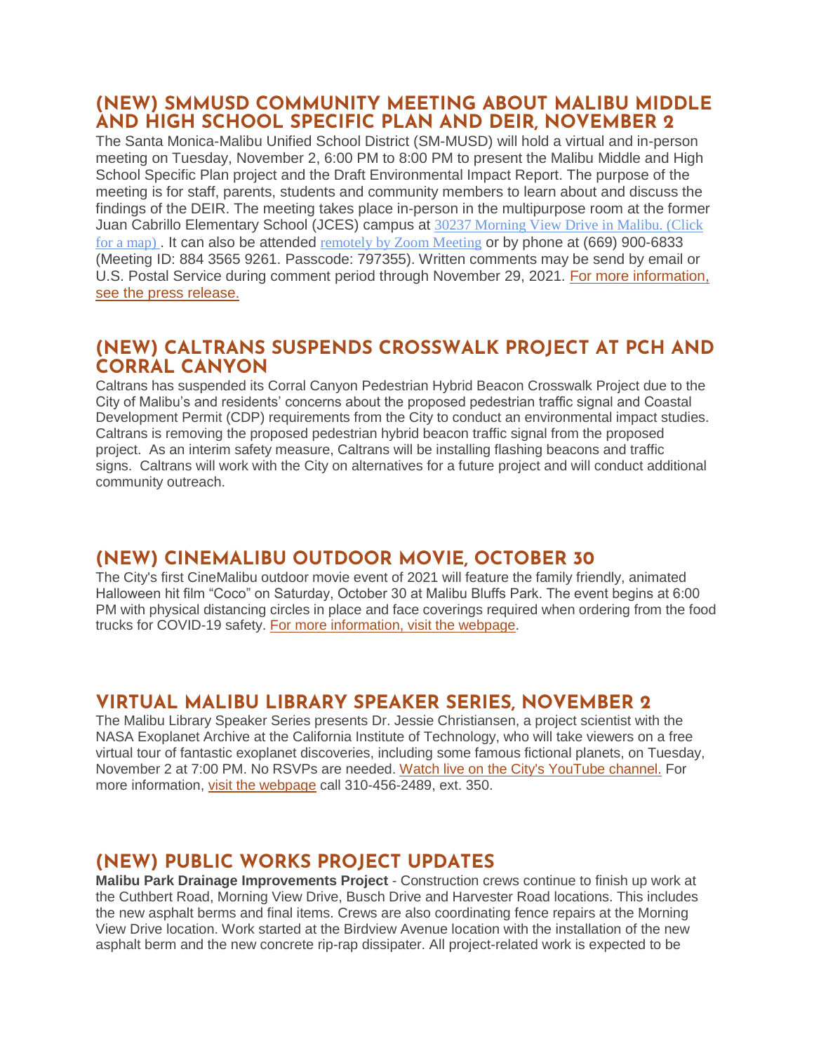## (NEW) SMMUSD COMMUNITY MEETING ABOUT MALIBU MIDDLE AND HIGH SCHOOL SPECIFIC PLAN AND DEIR, NOVEMBER 2

The Santa Monica-Malibu Unified School District (SM-MUSD) will hold a virtual and in-person meeting on Tuesday, November 2, 6:00 PM to 8:00 PM to present the Malibu Middle and High School Specific Plan project and the Draft Environmental Impact Report. The purpose of the meeting is for staff, parents, students and community members to learn about and discuss the findings of the DEIR. The meeting takes place in-person in the multipurpose room at the former Juan Cabrillo Elementary School (JCES) campus at 30237 Morning View Drive in Malibu. (Click for a map) . It can also be attended remotely by Zoom Meeting or by phone at (669) 900-6833 (Meeting ID: 884 3565 9261. Passcode: 797355). Written comments may be send by email or U.S. Postal Service during comment period through November 29, 2021. For more information, see the press release.

## (NEW) CALTRANS SUSPENDS CROSSWALK PROJECT AT PCH AND CORRAL CANYON

Caltrans has suspended its Corral Canyon Pedestrian Hybrid Beacon Crosswalk Project due to the City of Malibu's and residents' concerns about the proposed pedestrian traffic signal and Coastal Development Permit (CDP) requirements from the City to conduct an environmental impact studies. Caltrans is removing the proposed pedestrian hybrid beacon traffic signal from the proposed project. As an interim safety measure, Caltrans will be installing flashing beacons and traffic signs. Caltrans will work with the City on alternatives for a future project and will conduct additional community outreach.

## (NEW) CINEMALIBU OUTDOOR MOVIE, OCTOBER 30

The City's first CineMalibu outdoor movie event of 2021 will feature the family friendly, animated Halloween hit film "Coco" on Saturday, October 30 at Malibu Bluffs Park. The event begins at 6:00 PM with physical distancing circles in place and face coverings required when ordering from the food trucks for COVID-19 safety. For more information, visit the webpage.

## VIRTUAL MALIBU LIBRARY SPEAKER SERIES, NOVEMBER 2

The Malibu Library Speaker Series presents Dr. Jessie Christiansen, a project scientist with the NASA Exoplanet Archive at the California Institute of Technology, who will take viewers on a free virtual tour of fantastic exoplanet discoveries, including some famous fictional planets, on Tuesday, November 2 at 7:00 PM. No RSVPs are needed. Watch live on the City's YouTube channel. For more information, visit the webpage call 310-456-2489, ext. 350.

## (NEW) PUBLIC WORKS PROJECT UPDATES

**Malibu Park Drainage Improvements Project** - Construction crews continue to finish up work at the Cuthbert Road, Morning View Drive, Busch Drive and Harvester Road locations. This includes the new asphalt berms and final items. Crews are also coordinating fence repairs at the Morning View Drive location. Work started at the Birdview Avenue location with the installation of the new asphalt berm and the new concrete rip-rap dissipater. All project-related work is expected to be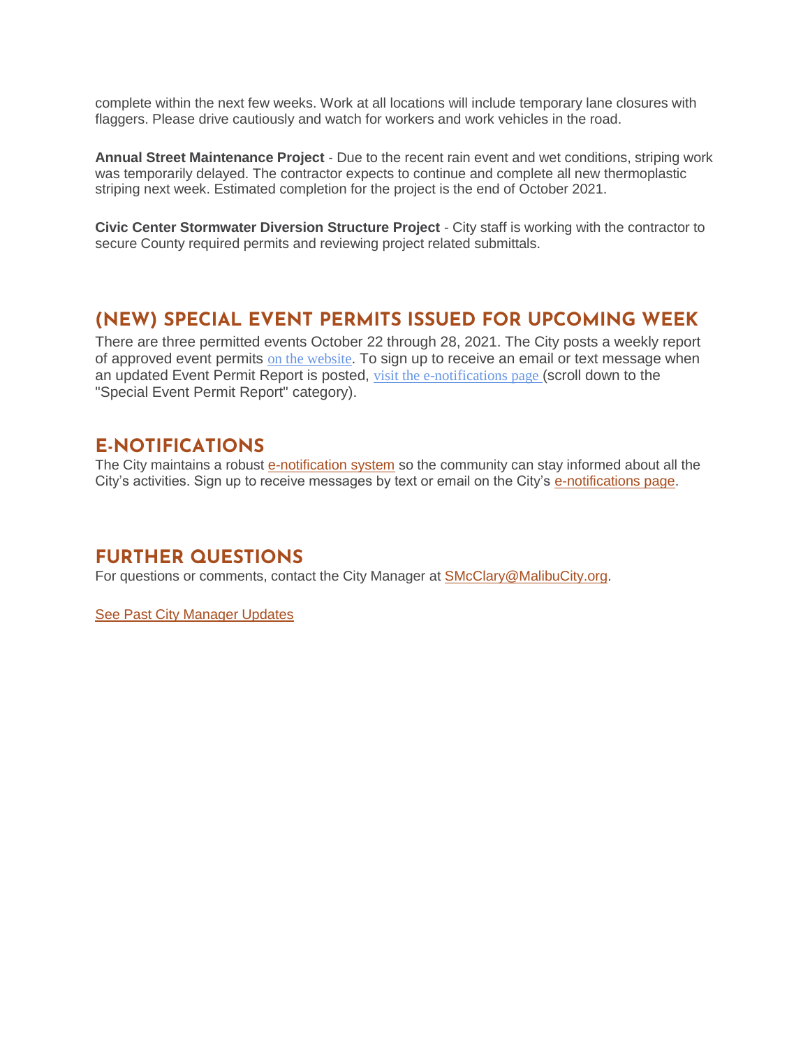complete within the next few weeks. Work at all locations will include temporary lane closures with flaggers. Please drive cautiously and watch for workers and work vehicles in the road.

**Annual Street Maintenance Project** - Due to the recent rain event and wet conditions, striping work was temporarily delayed. The contractor expects to continue and complete all new thermoplastic striping next week. Estimated completion for the project is the end of October 2021.

**Civic Center Stormwater Diversion Structure Project** - City staff is working with the contractor to secure County required permits and reviewing project related submittals.

## (NEW) SPECIAL EVENT PERMITS ISSUED FOR UPCOMING WEEK

There are three permitted events October 22 through 28, 2021. The City posts a weekly report of approved event permits on the website. To sign up to receive an email or text message when an updated Event Permit Report is posted, visit the e-notifications page (scroll down to the "Special Event Permit Report" category).

## E-NOTIFICATIONS

The City maintains a robust e-notification system so the community can stay informed about all the City's activities. Sign up to receive messages by text or email on the City's e-notifications page.

## FURTHER QUESTIONS

For questions or comments, contact the City Manager at SMcClary@MalibuCity.org.

See Past City Manager Updates